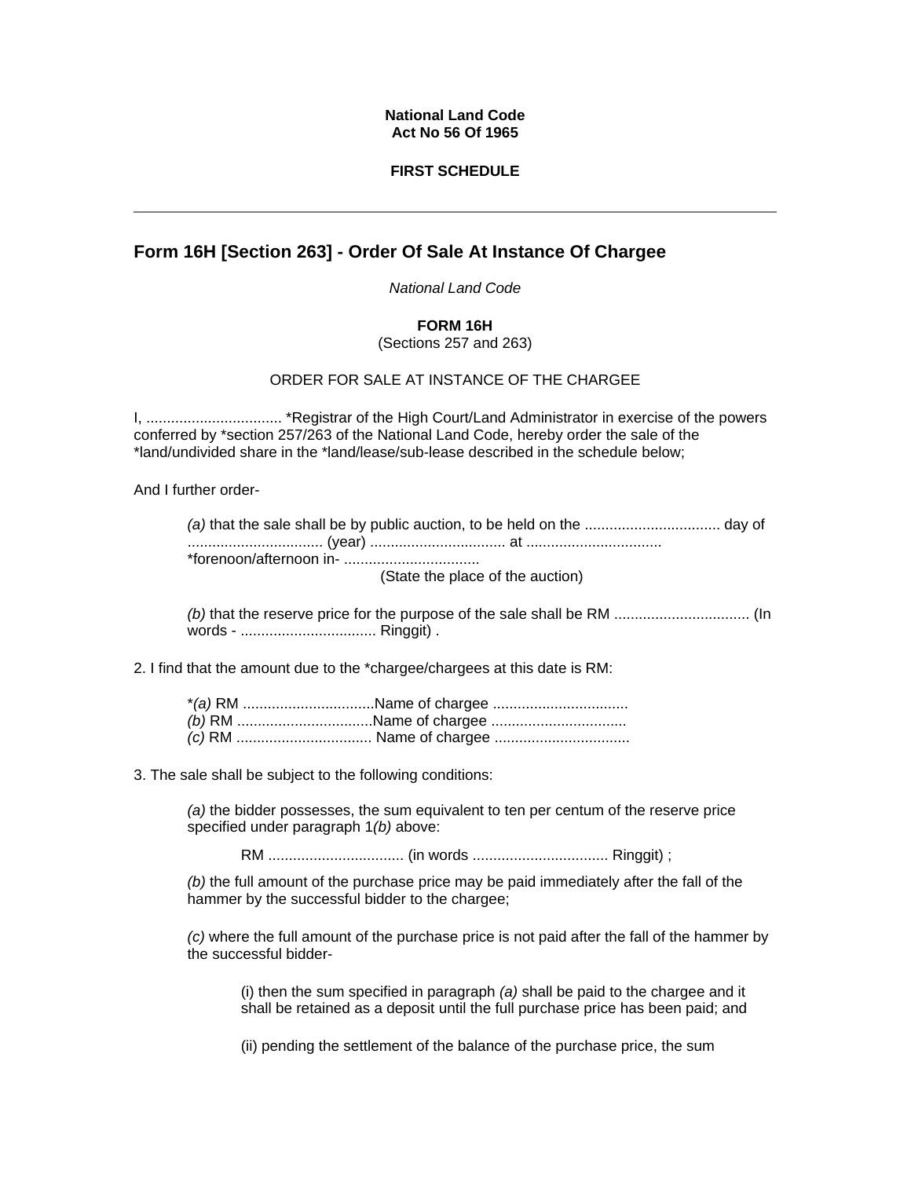**National Land Code**
**Act No 56 Of 1965**

**FIRST SCHEDULE**

---

## Form 16H [Section 263] - Order Of Sale At Instance Of Chargee

*National Land Code*

**FORM 16H**
(Sections 257 and 263)

ORDER FOR SALE AT INSTANCE OF THE CHARGEE

I, ................................ *Registrar of the High Court/Land Administrator in exercise of the powers conferred by *section 257/263 of the National Land Code, hereby order the sale of the *land/undivided share in the *land/lease/sub-lease described in the schedule below;

And I further order-

*(a)* that the sale shall be by public auction, to be held on the ................................ day of ................................ (year) ................................ at ................................ *forenoon/afternoon in- ................................
(State the place of the auction)

*(b)* that the reserve price for the purpose of the sale shall be RM ................................ (In words - ................................ Ringgit) .

2. I find that the amount due to the *chargee/chargees at this date is RM:

*(a) RM ................................Name of chargee ................................
*(b)* RM ................................Name of chargee ................................
*(c)* RM ................................ Name of chargee ................................

3. The sale shall be subject to the following conditions:

*(a)* the bidder possesses, the sum equivalent to ten per centum of the reserve price specified under paragraph 1*(b)* above:

RM ................................ (in words ................................ Ringgit) ;

*(b)* the full amount of the purchase price may be paid immediately after the fall of the hammer by the successful bidder to the chargee;

*(c)* where the full amount of the purchase price is not paid after the fall of the hammer by the successful bidder-

(i) then the sum specified in paragraph *(a)* shall be paid to the chargee and it shall be retained as a deposit until the full purchase price has been paid; and

(ii) pending the settlement of the balance of the purchase price, the sum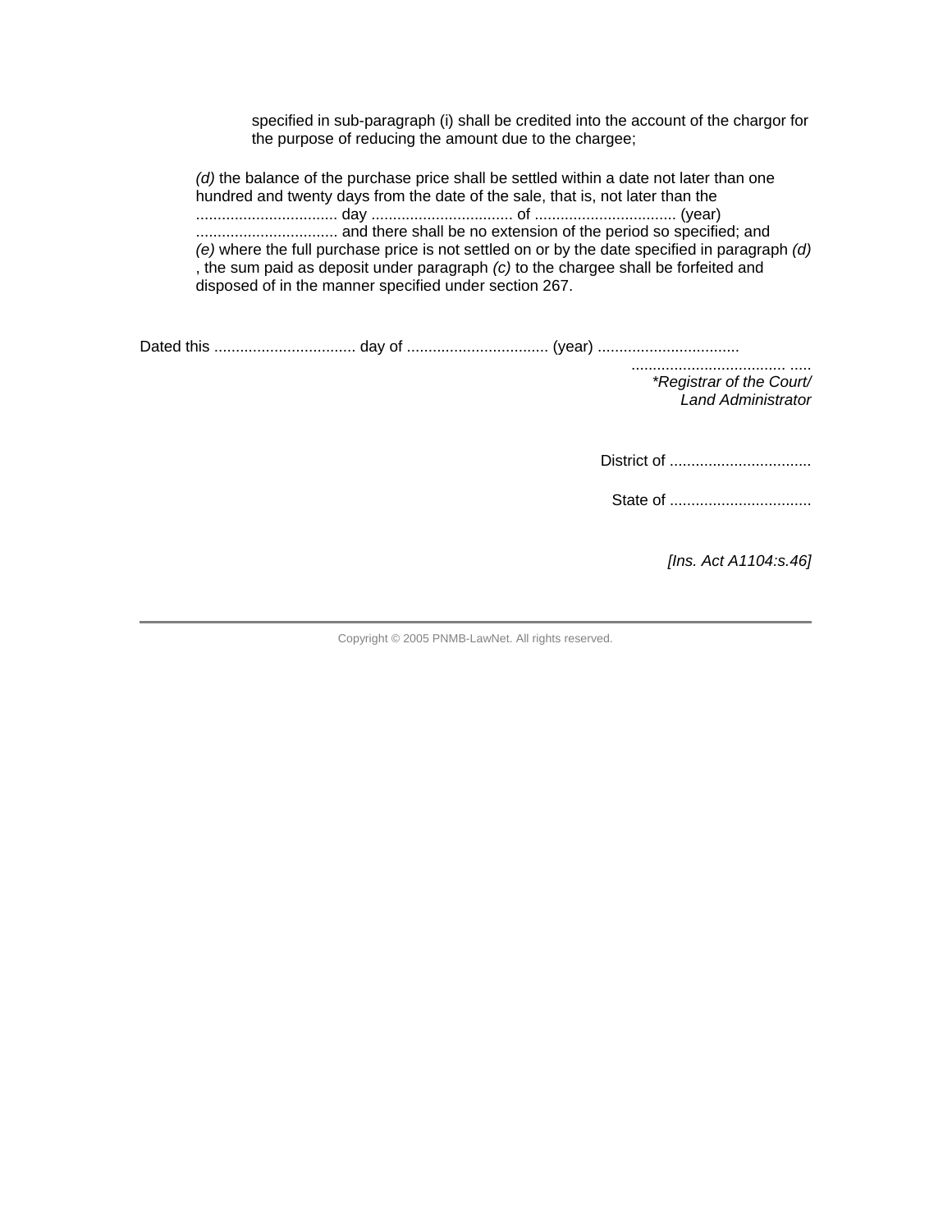specified in sub-paragraph (i) shall be credited into the account of the chargor for the purpose of reducing the amount due to the chargee;

*(d)* the balance of the purchase price shall be settled within a date not later than one hundred and twenty days from the date of the sale, that is, not later than the ................................ day ................................ of ................................ (year) ................................ and there shall be no extension of the period so specified; and *(e)* where the full purchase price is not settled on or by the date specified in paragraph *(d)* , the sum paid as deposit under paragraph *(c)* to the chargee shall be forfeited and disposed of in the manner specified under section 267.

Dated this ................................ day of ................................ (year) ................................

.................................... .....
*\*Registrar of the Court/*
*Land Administrator*

District of ................................

State of ................................

*[Ins. Act A1104:s.46]*